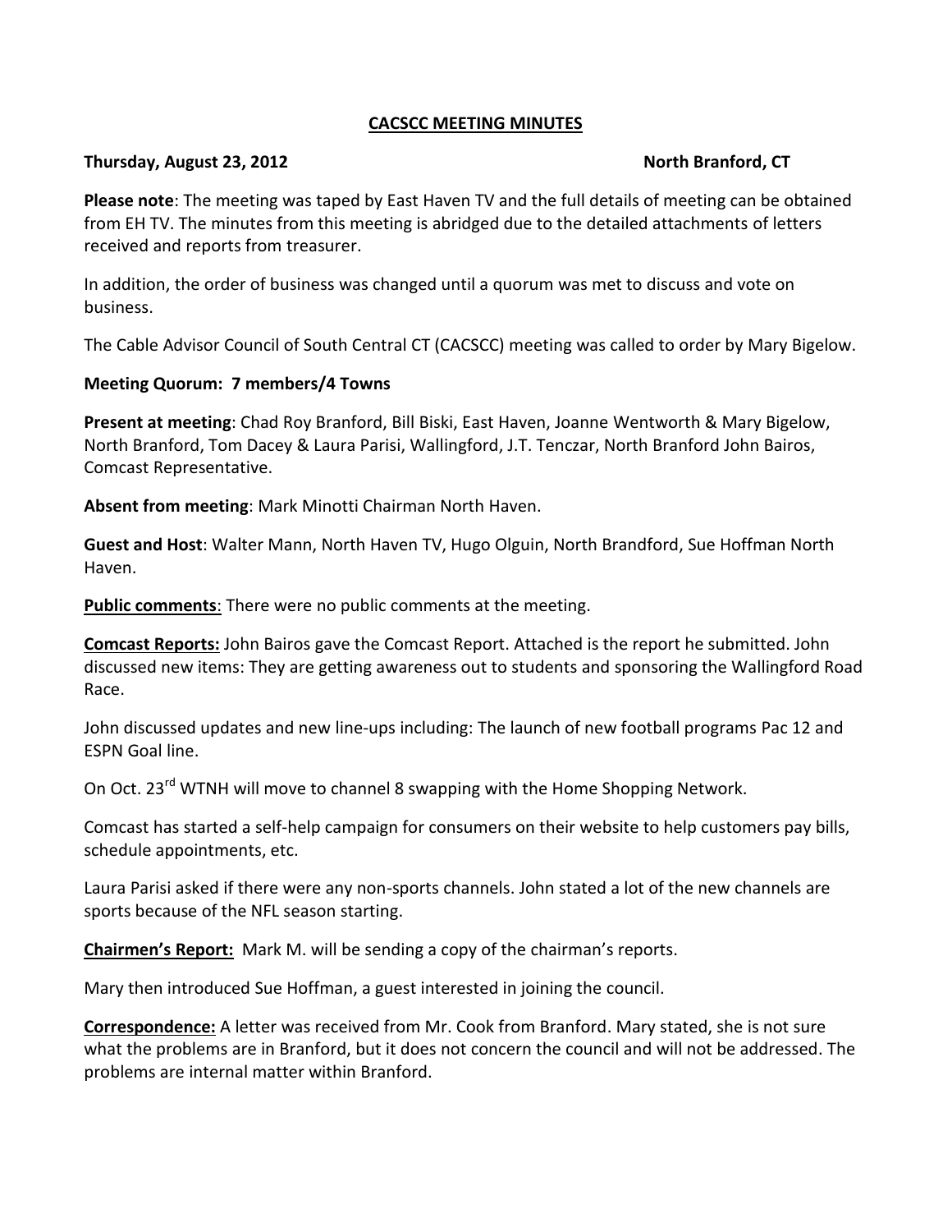**CACSCC MEETING MINUTES**

**Thursday, August 23, 2012** **North Branford, CT**

**Please note**: The meeting was taped by East Haven TV and the full details of meeting can be obtained from EH TV. The minutes from this meeting is abridged due to the detailed attachments of letters received and reports from treasurer.

In addition, the order of business was changed until a quorum was met to discuss and vote on business.

The Cable Advisor Council of South Central CT (CACSCC) meeting was called to order by Mary Bigelow.

**Meeting Quorum: 7 members/4 Towns**

**Present at meeting**: Chad Roy Branford, Bill Biski, East Haven, Joanne Wentworth & Mary Bigelow, North Branford, Tom Dacey & Laura Parisi, Wallingford, J.T. Tenczar, North Branford John Bairos, Comcast Representative.

**Absent from meeting**: Mark Minotti Chairman North Haven.

**Guest and Host**: Walter Mann, North Haven TV, Hugo Olguin, North Brandford, Sue Hoffman North Haven.

**Public comments**: There were no public comments at the meeting.

**Comcast Reports:** John Bairos gave the Comcast Report. Attached is the report he submitted. John discussed new items: They are getting awareness out to students and sponsoring the Wallingford Road Race.

John discussed updates and new line-ups including: The launch of new football programs Pac 12 and ESPN Goal line.

On Oct. 23rd WTNH will move to channel 8 swapping with the Home Shopping Network.

Comcast has started a self-help campaign for consumers on their website to help customers pay bills, schedule appointments, etc.

Laura Parisi asked if there were any non-sports channels. John stated a lot of the new channels are sports because of the NFL season starting.

**Chairmen's Report:** Mark M. will be sending a copy of the chairman's reports.

Mary then introduced Sue Hoffman, a guest interested in joining the council.

**Correspondence:** A letter was received from Mr. Cook from Branford. Mary stated, she is not sure what the problems are in Branford, but it does not concern the council and will not be addressed. The problems are internal matter within Branford.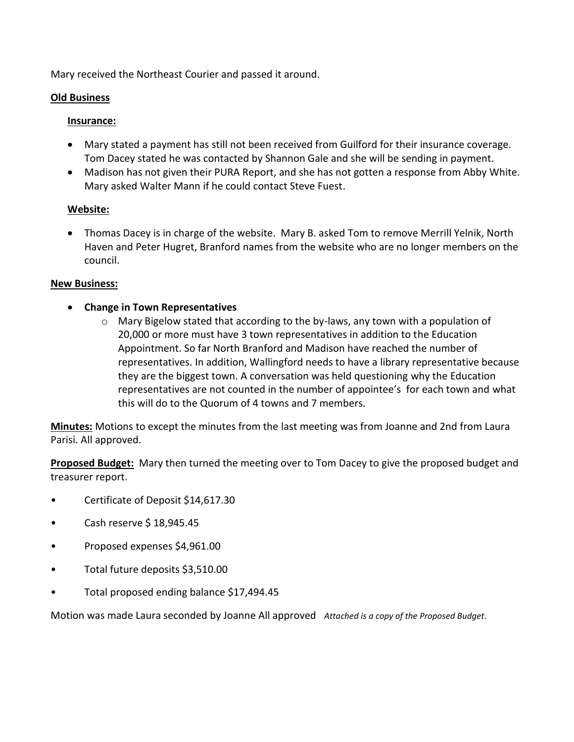Mary received the Northeast Courier and passed it around.

**Old Business**

**Insurance:**

- Mary stated a payment has still not been received from Guilford for their insurance coverage. Tom Dacey stated he was contacted by Shannon Gale and she will be sending in payment.
- Madison has not given their PURA Report, and she has not gotten a response from Abby White. Mary asked Walter Mann if he could contact Steve Fuest.

**Website:**

- Thomas Dacey is in charge of the website. Mary B. asked Tom to remove Merrill Yelnik, North Haven and Peter Hugret, Branford names from the website who are no longer members on the council.

**New Business:**

- **Change in Town Representatives**
  - Mary Bigelow stated that according to the by-laws, any town with a population of 20,000 or more must have 3 town representatives in addition to the Education Appointment. So far North Branford and Madison have reached the number of representatives. In addition, Wallingford needs to have a library representative because they are the biggest town. A conversation was held questioning why the Education representatives are not counted in the number of appointee's for each town and what this will do to the Quorum of 4 towns and 7 members.

**Minutes:** Motions to except the minutes from the last meeting was from Joanne and 2nd from Laura Parisi. All approved.

**Proposed Budget:** Mary then turned the meeting over to Tom Dacey to give the proposed budget and treasurer report.

- Certificate of Deposit $14,617.30
- Cash reserve $ 18,945.45
- Proposed expenses $4,961.00
- Total future deposits $3,510.00
- Total proposed ending balance $17,494.45

Motion was made Laura seconded by Joanne All approved *Attached is a copy of the Proposed Budget.*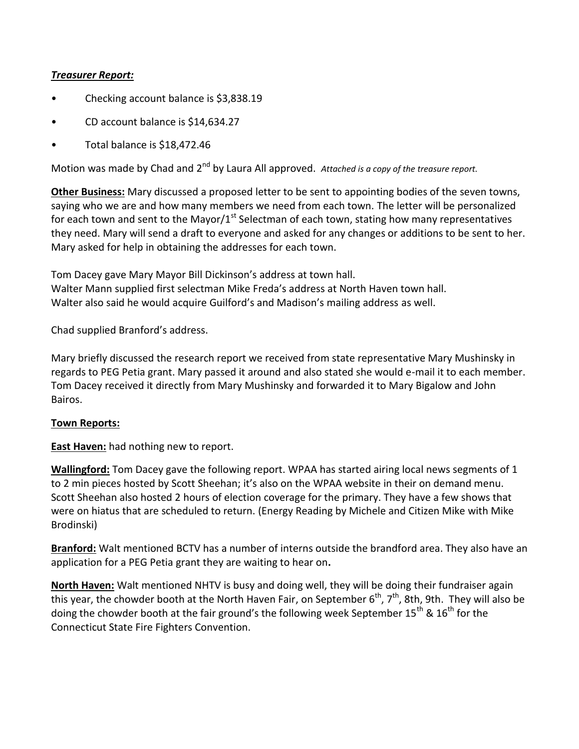***Treasurer Report:***

- Checking account balance is $3,838.19
- CD account balance is $14,634.27
- Total balance is $18,472.46

Motion was made by Chad and 2nd by Laura All approved. *Attached is a copy of the treasure report.*

**Other Business:** Mary discussed a proposed letter to be sent to appointing bodies of the seven towns, saying who we are and how many members we need from each town. The letter will be personalized for each town and sent to the Mayor/1st Selectman of each town, stating how many representatives they need. Mary will send a draft to everyone and asked for any changes or additions to be sent to her. Mary asked for help in obtaining the addresses for each town.

Tom Dacey gave Mary Mayor Bill Dickinson's address at town hall.
Walter Mann supplied first selectman Mike Freda's address at North Haven town hall.
Walter also said he would acquire Guilford's and Madison's mailing address as well.

Chad supplied Branford's address.

Mary briefly discussed the research report we received from state representative Mary Mushinsky in regards to PEG Petia grant. Mary passed it around and also stated she would e-mail it to each member. Tom Dacey received it directly from Mary Mushinsky and forwarded it to Mary Bigalow and John Bairos.

**Town Reports:**

**East Haven:** had nothing new to report.

**Wallingford:** Tom Dacey gave the following report. WPAA has started airing local news segments of 1 to 2 min pieces hosted by Scott Sheehan; it's also on the WPAA website in their on demand menu. Scott Sheehan also hosted 2 hours of election coverage for the primary. They have a few shows that were on hiatus that are scheduled to return. (Energy Reading by Michele and Citizen Mike with Mike Brodinski)

**Branford:** Walt mentioned BCTV has a number of interns outside the brandford area. They also have an application for a PEG Petia grant they are waiting to hear on**.**

**North Haven:** Walt mentioned NHTV is busy and doing well, they will be doing their fundraiser again this year, the chowder booth at the North Haven Fair, on September 6th, 7th, 8th, 9th. They will also be doing the chowder booth at the fair ground's the following week September 15th & 16th for the Connecticut State Fire Fighters Convention.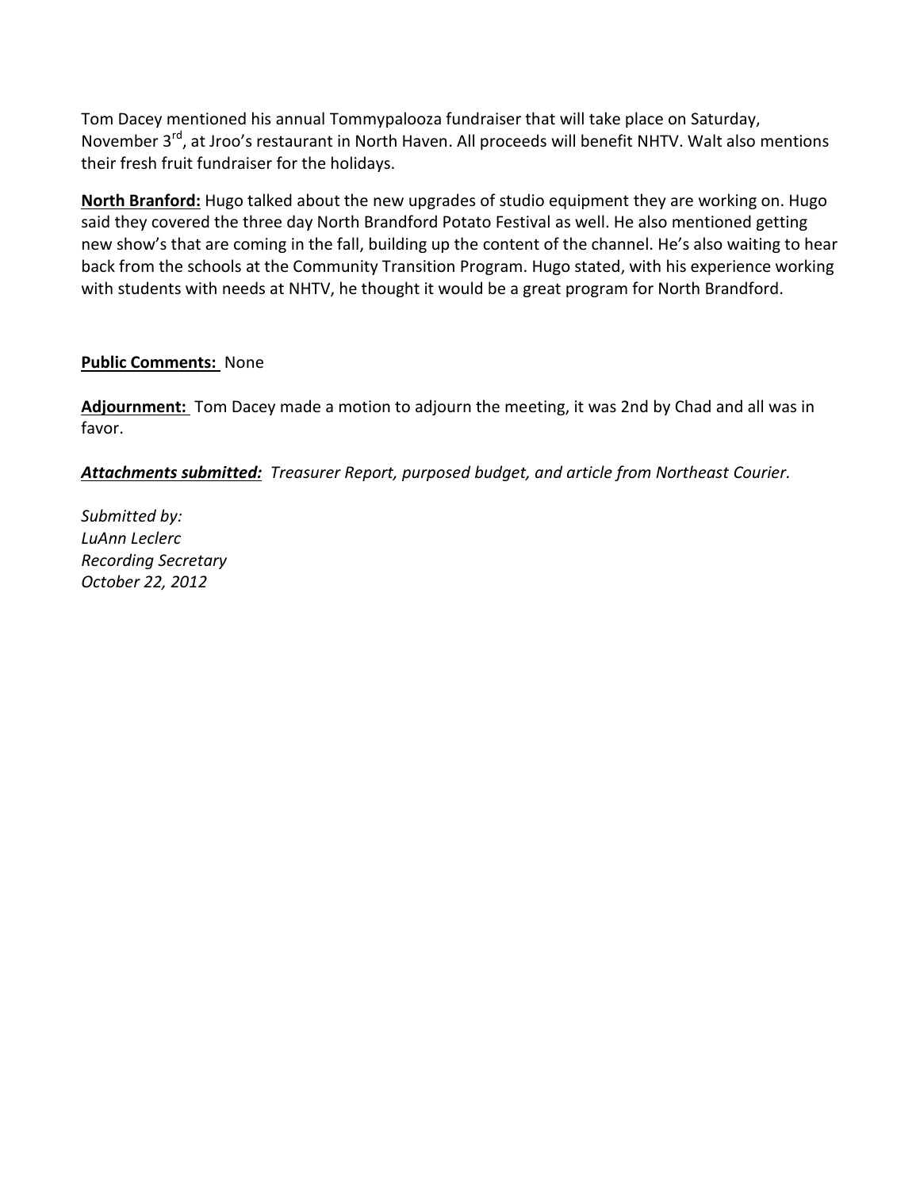Tom Dacey mentioned his annual Tommypalooza fundraiser that will take place on Saturday, November 3rd, at Jroo's restaurant in North Haven. All proceeds will benefit NHTV. Walt also mentions their fresh fruit fundraiser for the holidays.

**North Branford:** Hugo talked about the new upgrades of studio equipment they are working on. Hugo said they covered the three day North Brandford Potato Festival as well. He also mentioned getting new show's that are coming in the fall, building up the content of the channel. He's also waiting to hear back from the schools at the Community Transition Program. Hugo stated, with his experience working with students with needs at NHTV, he thought it would be a great program for North Brandford.

**Public Comments:** None

**Adjournment:** Tom Dacey made a motion to adjourn the meeting, it was 2nd by Chad and all was in favor.

***Attachments submitted:*** *Treasurer Report, purposed budget, and article from Northeast Courier.*

*Submitted by:*
*LuAnn Leclerc*
*Recording Secretary*
*October 22, 2012*